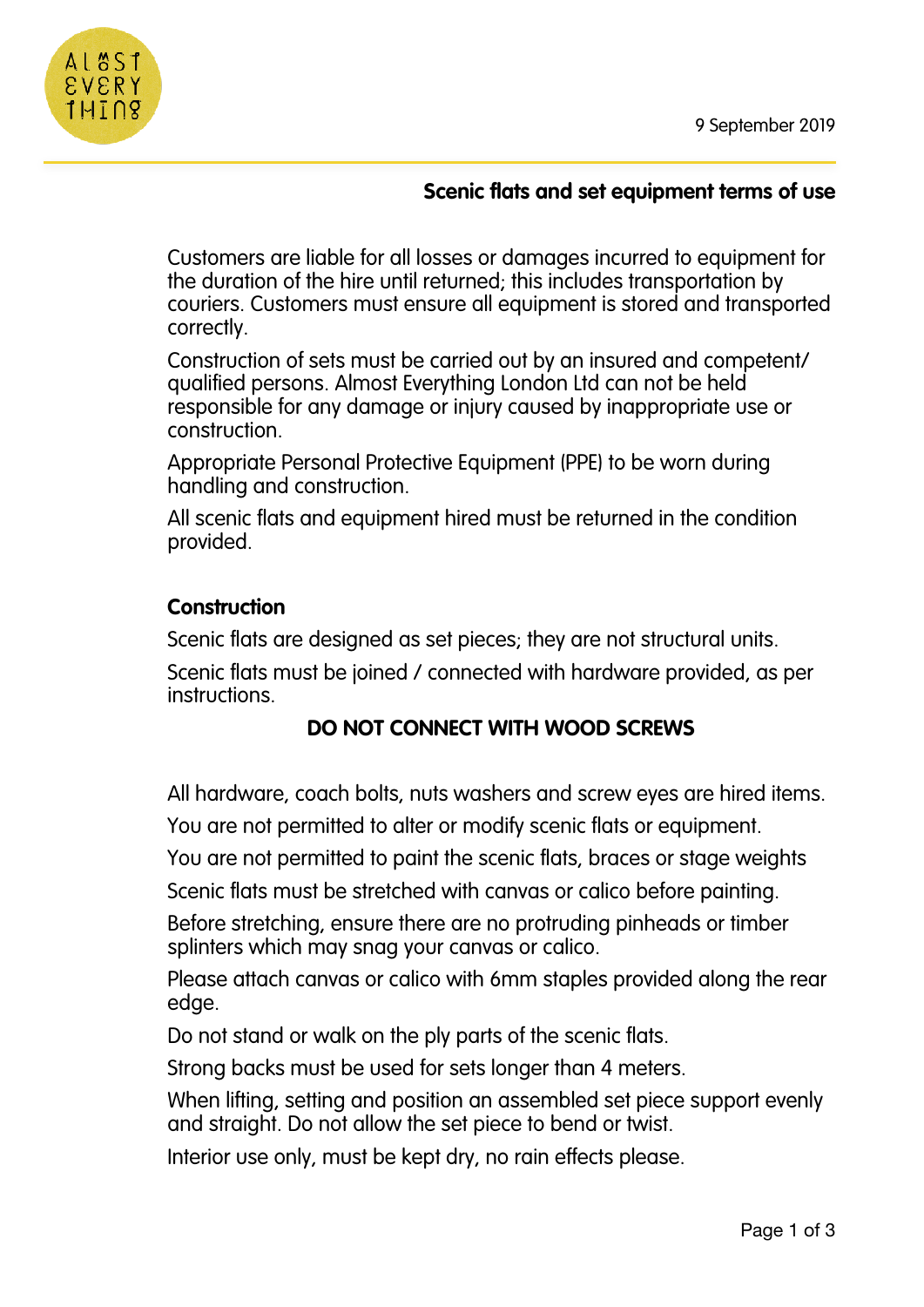9 September 2019

## Scenic flats and set equipment terms of use

Customers are liable for all losses or damages incurred to equipment for the duration of the hire until returned; this includes transportation by couriers. Customers must ensure all equipment is stored and transported correctly.

Construction of sets must be carried out by an insured and competent/ qualified persons. Almost Everything London Ltd can not be held responsible for any damage or injury caused by inappropriate use or construction.

Appropriate Personal Protective Equipment (PPE) to be worn during handling and construction.

All scenic flats and equipment hired must be returned in the condition provided.

### Construction

Scenic flats are designed as set pieces; they are not structural units.

Scenic flats must be joined / connected with hardware provided, as per instructions.

**DO NOT CONNECT WITH WOOD SCREWS**

All hardware, coach bolts, nuts washers and screw eyes are hired items.

You are not permitted to alter or modify scenic flats or equipment.

You are not permitted to paint the scenic flats, braces or stage weights

Scenic flats must be stretched with canvas or calico before painting.

Before stretching, ensure there are no protruding pinheads or timber splinters which may snag your canvas or calico.

Please attach canvas or calico with 6mm staples provided along the rear edge.

Do not stand or walk on the ply parts of the scenic flats.

Strong backs must be used for sets longer than 4 meters.

When lifting, setting and position an assembled set piece support evenly and straight. Do not allow the set piece to bend or twist.

Interior use only, must be kept dry, no rain effects please.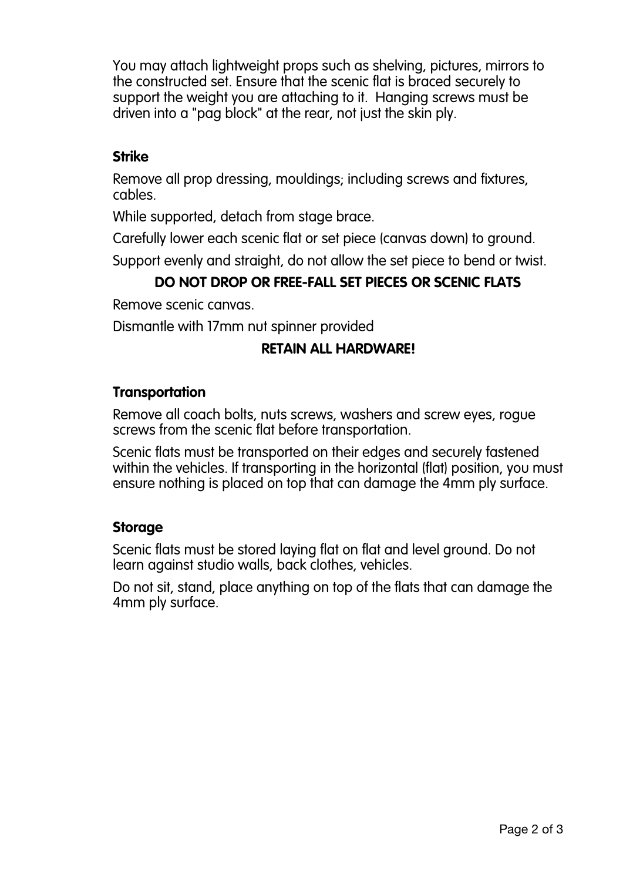You may attach lightweight props such as shelving, pictures, mirrors to the constructed set. Ensure that the scenic flat is braced securely to support the weight you are attaching to it. Hanging screws must be driven into a "pag block" at the rear, not just the skin ply.

### Strike

Remove all prop dressing, mouldings; including screws and fixtures, cables.

While supported, detach from stage brace.

Carefully lower each scenic flat or set piece (canvas down) to ground.

Support evenly and straight, do not allow the set piece to bend or twist.

**DO NOT DROP OR FREE-FALL SET PIECES OR SCENIC FLATS**

Remove scenic canvas.

Dismantle with 17mm nut spinner provided

**RETAIN ALL HARDWARE!**

### Transportation

Remove all coach bolts, nuts screws, washers and screw eyes, rogue screws from the scenic flat before transportation.

Scenic flats must be transported on their edges and securely fastened within the vehicles. If transporting in the horizontal (flat) position, you must ensure nothing is placed on top that can damage the 4mm ply surface.

### Storage

Scenic flats must be stored laying flat on flat and level ground. Do not learn against studio walls, back clothes, vehicles.

Do not sit, stand, place anything on top of the flats that can damage the 4mm ply surface.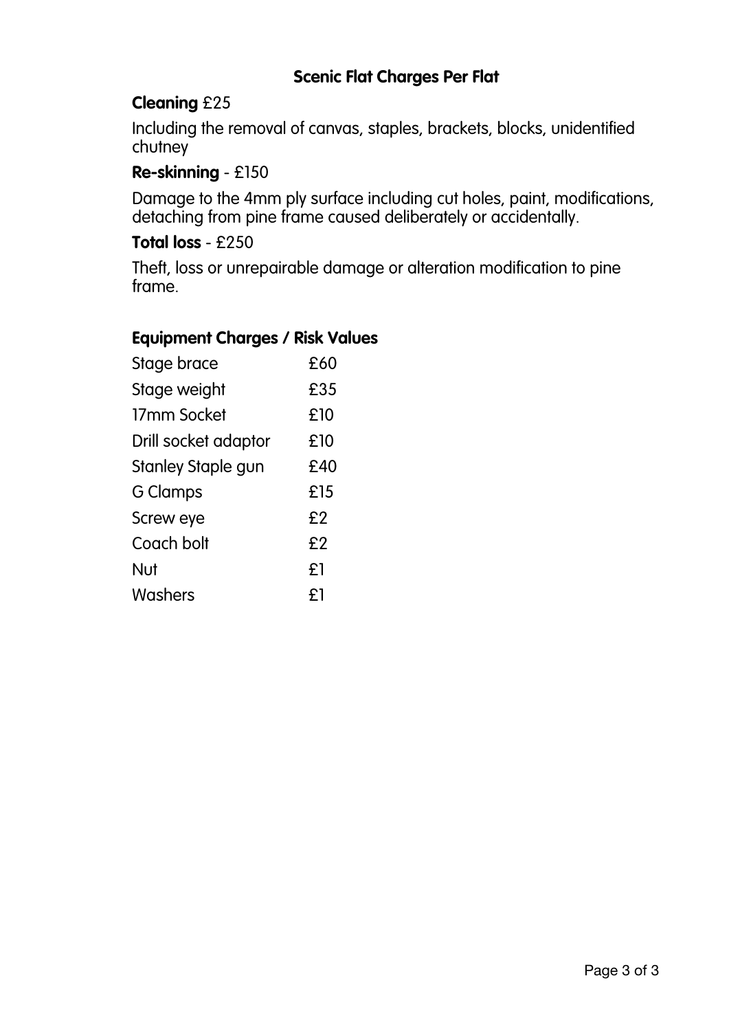## Scenic Flat Charges Per Flat

**Cleaning** £25

Including the removal of canvas, staples, brackets, blocks, unidentified chutney

**Re-skinning** - £150

Damage to the 4mm ply surface including cut holes, paint, modifications, detaching from pine frame caused deliberately or accidentally.

**Total loss** - £250

Theft, loss or unrepairable damage or alteration modification to pine frame.

### Equipment Charges / Risk Values

| | |
|---|---|
| Stage brace | £60 |
| Stage weight | £35 |
| 17mm Socket | £10 |
| Drill socket adaptor | £10 |
| Stanley Staple gun | £40 |
| G Clamps | £15 |
| Screw eye | £2 |
| Coach bolt | £2 |
| Nut | £1 |
| Washers | £1 |